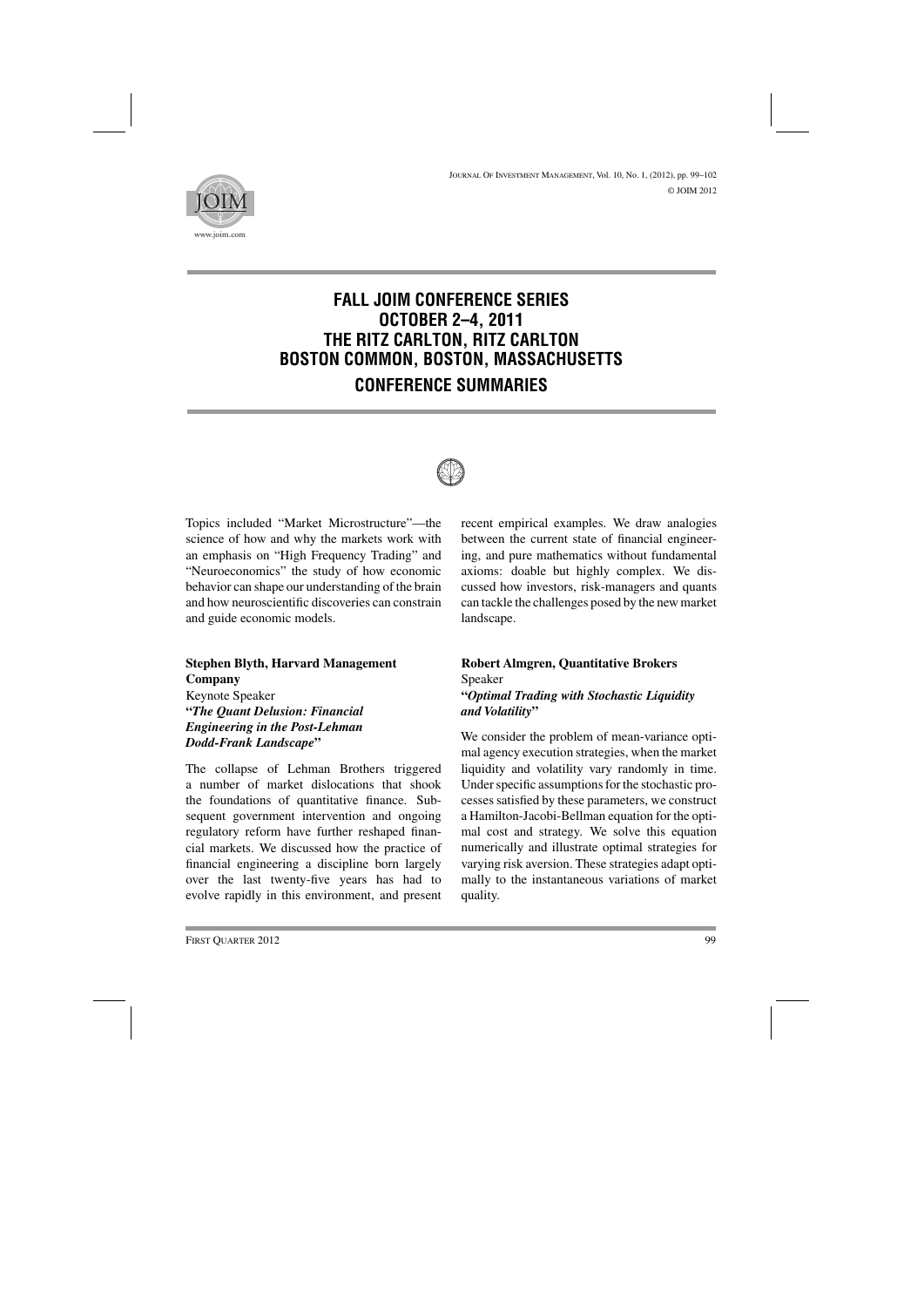# FALL JOIM CONFERENCE SERIES
# OCTOBER 2–4, 2011
# THE RITZ CARLTON, RITZ CARLTON BOSTON COMMON, BOSTON, MASSACHUSETTS

## CONFERENCE SUMMARIES

Topics included "Market Microstructure"—the science of how and why the markets work with an emphasis on "High Frequency Trading" and "Neuroeconomics" the study of how economic behavior can shape our understanding of the brain and how neuroscientific discoveries can constrain and guide economic models.

**Stephen Blyth, Harvard Management Company**
Keynote Speaker
**"*The Quant Delusion: Financial Engineering in the Post-Lehman Dodd-Frank Landscape*"**

The collapse of Lehman Brothers triggered a number of market dislocations that shook the foundations of quantitative finance. Subsequent government intervention and ongoing regulatory reform have further reshaped financial markets. We discussed how the practice of financial engineering a discipline born largely over the last twenty-five years has had to evolve rapidly in this environment, and present recent empirical examples. We draw analogies between the current state of financial engineering, and pure mathematics without fundamental axioms: doable but highly complex. We discussed how investors, risk-managers and quants can tackle the challenges posed by the new market landscape.

**Robert Almgren, Quantitative Brokers**
Speaker
**"*Optimal Trading with Stochastic Liquidity and Volatility*"**

We consider the problem of mean-variance optimal agency execution strategies, when the market liquidity and volatility vary randomly in time. Under specific assumptions for the stochastic processes satisfied by these parameters, we construct a Hamilton-Jacobi-Bellman equation for the optimal cost and strategy. We solve this equation numerically and illustrate optimal strategies for varying risk aversion. These strategies adapt optimally to the instantaneous variations of market quality.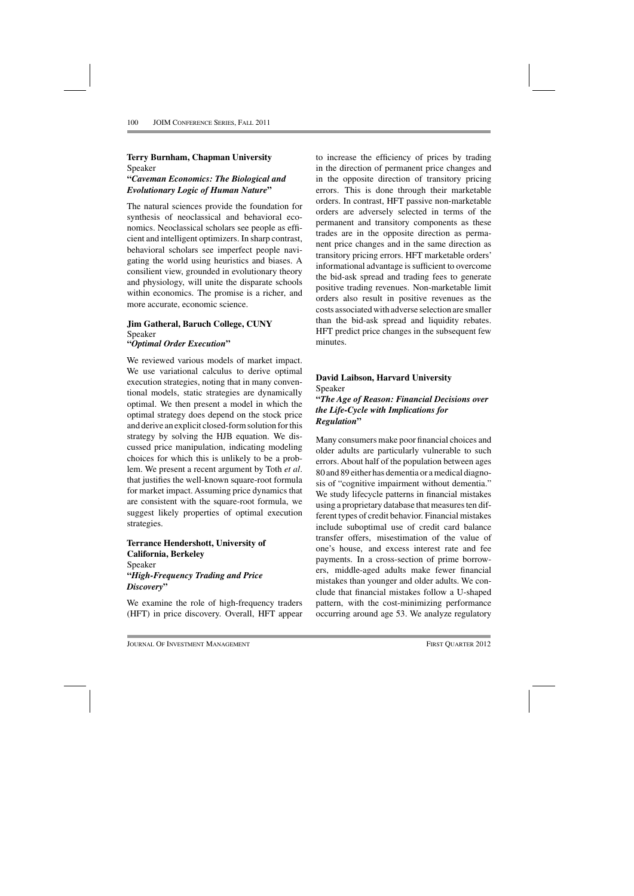**Terry Burnham, Chapman University**
Speaker
**"*Caveman Economics: The Biological and Evolutionary Logic of Human Nature*"**

The natural sciences provide the foundation for synthesis of neoclassical and behavioral economics. Neoclassical scholars see people as efficient and intelligent optimizers. In sharp contrast, behavioral scholars see imperfect people navigating the world using heuristics and biases. A consilient view, grounded in evolutionary theory and physiology, will unite the disparate schools within economics. The promise is a richer, and more accurate, economic science.

**Jim Gatheral, Baruch College, CUNY**
Speaker
**"*Optimal Order Execution*"**

We reviewed various models of market impact. We use variational calculus to derive optimal execution strategies, noting that in many conventional models, static strategies are dynamically optimal. We then present a model in which the optimal strategy does depend on the stock price and derive an explicit closed-form solution for this strategy by solving the HJB equation. We discussed price manipulation, indicating modeling choices for which this is unlikely to be a problem. We present a recent argument by Toth *et al*. that justifies the well-known square-root formula for market impact. Assuming price dynamics that are consistent with the square-root formula, we suggest likely properties of optimal execution strategies.

**Terrance Hendershott, University of California, Berkeley**
Speaker
**"*High-Frequency Trading and Price Discovery*"**

We examine the role of high-frequency traders (HFT) in price discovery. Overall, HFT appear to increase the efficiency of prices by trading in the direction of permanent price changes and in the opposite direction of transitory pricing errors. This is done through their marketable orders. In contrast, HFT passive non-marketable orders are adversely selected in terms of the permanent and transitory components as these trades are in the opposite direction as permanent price changes and in the same direction as transitory pricing errors. HFT marketable orders' informational advantage is sufficient to overcome the bid-ask spread and trading fees to generate positive trading revenues. Non-marketable limit orders also result in positive revenues as the costs associated with adverse selection are smaller than the bid-ask spread and liquidity rebates. HFT predict price changes in the subsequent few minutes.

**David Laibson, Harvard University**
Speaker
**"*The Age of Reason: Financial Decisions over the Life-Cycle with Implications for Regulation*"**

Many consumers make poor financial choices and older adults are particularly vulnerable to such errors. About half of the population between ages 80 and 89 either has dementia or a medical diagnosis of "cognitive impairment without dementia." We study lifecycle patterns in financial mistakes using a proprietary database that measures ten different types of credit behavior. Financial mistakes include suboptimal use of credit card balance transfer offers, misestimation of the value of one's house, and excess interest rate and fee payments. In a cross-section of prime borrowers, middle-aged adults make fewer financial mistakes than younger and older adults. We conclude that financial mistakes follow a U-shaped pattern, with the cost-minimizing performance occurring around age 53. We analyze regulatory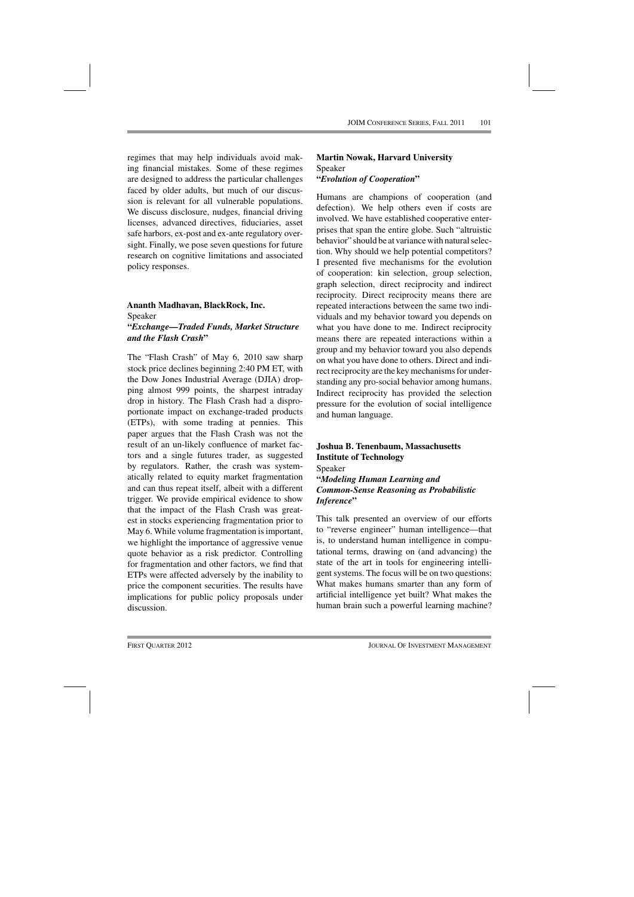regimes that may help individuals avoid making financial mistakes. Some of these regimes are designed to address the particular challenges faced by older adults, but much of our discussion is relevant for all vulnerable populations. We discuss disclosure, nudges, financial driving licenses, advanced directives, fiduciaries, asset safe harbors, ex-post and ex-ante regulatory oversight. Finally, we pose seven questions for future research on cognitive limitations and associated policy responses.

**Ananth Madhavan, BlackRock, Inc.**
Speaker
**"*Exchange—Traded Funds, Market Structure and the Flash Crash*"**

The "Flash Crash" of May 6, 2010 saw sharp stock price declines beginning 2:40 PM ET, with the Dow Jones Industrial Average (DJIA) dropping almost 999 points, the sharpest intraday drop in history. The Flash Crash had a disproportionate impact on exchange-traded products (ETPs), with some trading at pennies. This paper argues that the Flash Crash was not the result of an un-likely confluence of market factors and a single futures trader, as suggested by regulators. Rather, the crash was systematically related to equity market fragmentation and can thus repeat itself, albeit with a different trigger. We provide empirical evidence to show that the impact of the Flash Crash was greatest in stocks experiencing fragmentation prior to May 6. While volume fragmentation is important, we highlight the importance of aggressive venue quote behavior as a risk predictor. Controlling for fragmentation and other factors, we find that ETPs were affected adversely by the inability to price the component securities. The results have implications for public policy proposals under discussion.

**Martin Nowak, Harvard University**
Speaker
**"*Evolution of Cooperation*"**

Humans are champions of cooperation (and defection). We help others even if costs are involved. We have established cooperative enterprises that span the entire globe. Such "altruistic behavior" should be at variance with natural selection. Why should we help potential competitors? I presented five mechanisms for the evolution of cooperation: kin selection, group selection, graph selection, direct reciprocity and indirect reciprocity. Direct reciprocity means there are repeated interactions between the same two individuals and my behavior toward you depends on what you have done to me. Indirect reciprocity means there are repeated interactions within a group and my behavior toward you also depends on what you have done to others. Direct and indirect reciprocity are the key mechanisms for understanding any pro-social behavior among humans. Indirect reciprocity has provided the selection pressure for the evolution of social intelligence and human language.

**Joshua B. Tenenbaum, Massachusetts Institute of Technology**
Speaker
**"*Modeling Human Learning and Common-Sense Reasoning as Probabilistic Inference*"**

This talk presented an overview of our efforts to "reverse engineer" human intelligence—that is, to understand human intelligence in computational terms, drawing on (and advancing) the state of the art in tools for engineering intelligent systems. The focus will be on two questions: What makes humans smarter than any form of artificial intelligence yet built? What makes the human brain such a powerful learning machine?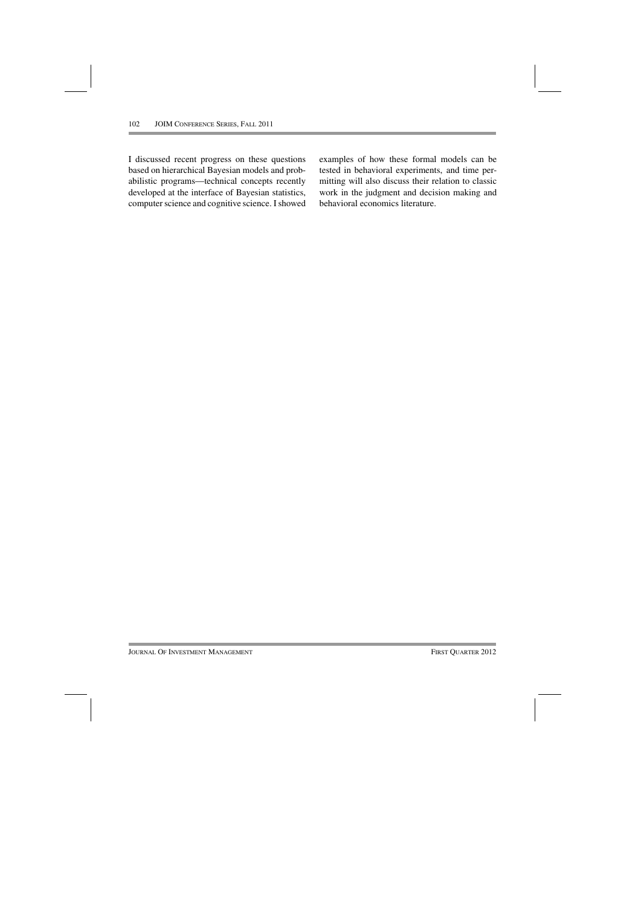I discussed recent progress on these questions based on hierarchical Bayesian models and probabilistic programs—technical concepts recently developed at the interface of Bayesian statistics, computer science and cognitive science. I showed examples of how these formal models can be tested in behavioral experiments, and time permitting will also discuss their relation to classic work in the judgment and decision making and behavioral economics literature.